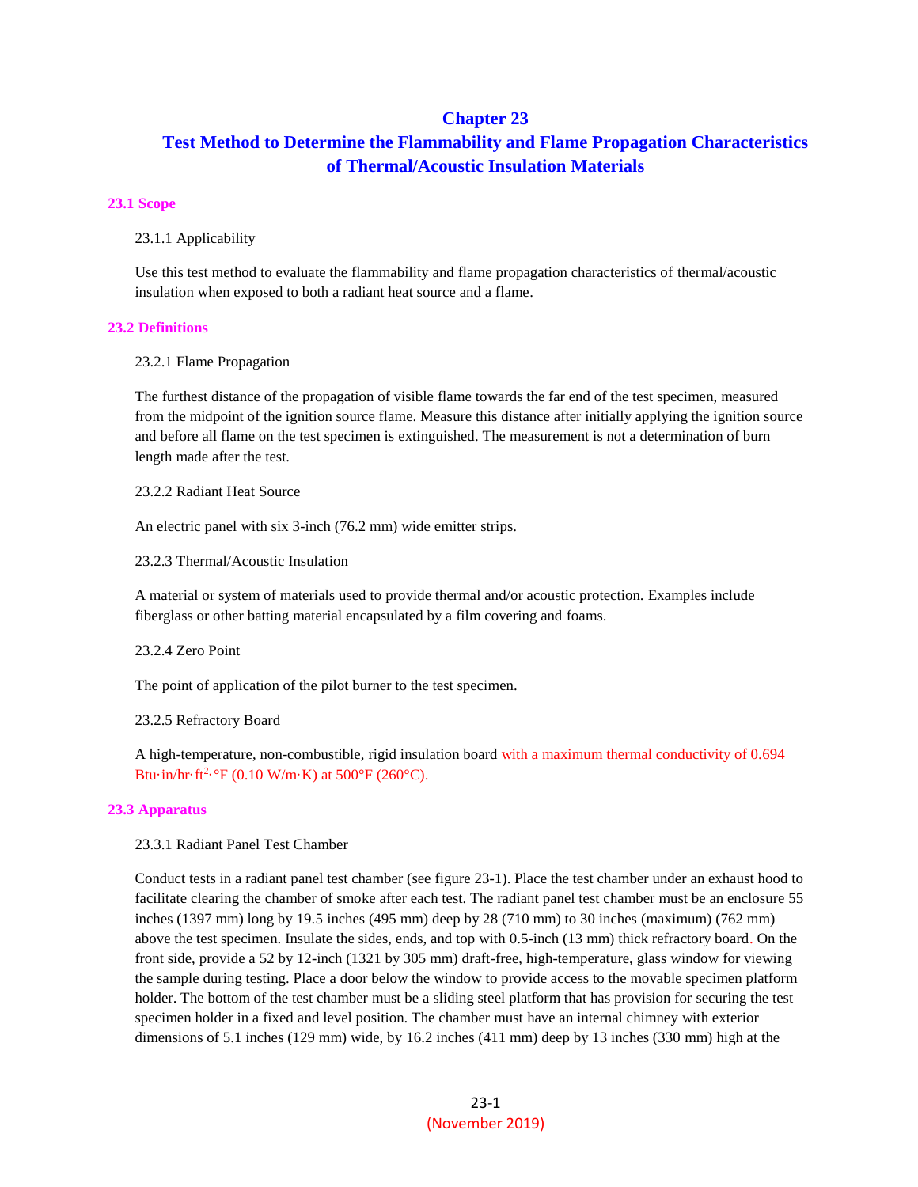# Chapter 23

# Test Method to Determine the Flammability and Flame Propagation Characteristics of Thermal/Acoustic Insulation Materials

## 23.1 Scope

23.1.1 Applicability

Use this test method to evaluate the flammability and flame propagation characteristics of thermal/acoustic insulation when exposed to both a radiant heat source and a flame.

## 23.2 Definitions

23.2.1 Flame Propagation

The furthest distance of the propagation of visible flame towards the far end of the test specimen, measured from the midpoint of the ignition source flame. Measure this distance after initially applying the ignition source and before all flame on the test specimen is extinguished. The measurement is not a determination of burn length made after the test.

23.2.2 Radiant Heat Source

An electric panel with six 3-inch (76.2 mm) wide emitter strips.

23.2.3 Thermal/Acoustic Insulation

A material or system of materials used to provide thermal and/or acoustic protection. Examples include fiberglass or other batting material encapsulated by a film covering and foams.

23.2.4 Zero Point

The point of application of the pilot burner to the test specimen.

23.2.5 Refractory Board

A high-temperature, non-combustible, rigid insulation board with a maximum thermal conductivity of 0.694 Btu·in/hr·ft$^2$·°F (0.10 W/m·K) at 500°F (260°C).

## 23.3 Apparatus

23.3.1 Radiant Panel Test Chamber

Conduct tests in a radiant panel test chamber (see figure 23-1). Place the test chamber under an exhaust hood to facilitate clearing the chamber of smoke after each test. The radiant panel test chamber must be an enclosure 55 inches (1397 mm) long by 19.5 inches (495 mm) deep by 28 (710 mm) to 30 inches (maximum) (762 mm) above the test specimen. Insulate the sides, ends, and top with 0.5-inch (13 mm) thick refractory board. On the front side, provide a 52 by 12-inch (1321 by 305 mm) draft-free, high-temperature, glass window for viewing the sample during testing. Place a door below the window to provide access to the movable specimen platform holder. The bottom of the test chamber must be a sliding steel platform that has provision for securing the test specimen holder in a fixed and level position. The chamber must have an internal chimney with exterior dimensions of 5.1 inches (129 mm) wide, by 16.2 inches (411 mm) deep by 13 inches (330 mm) high at the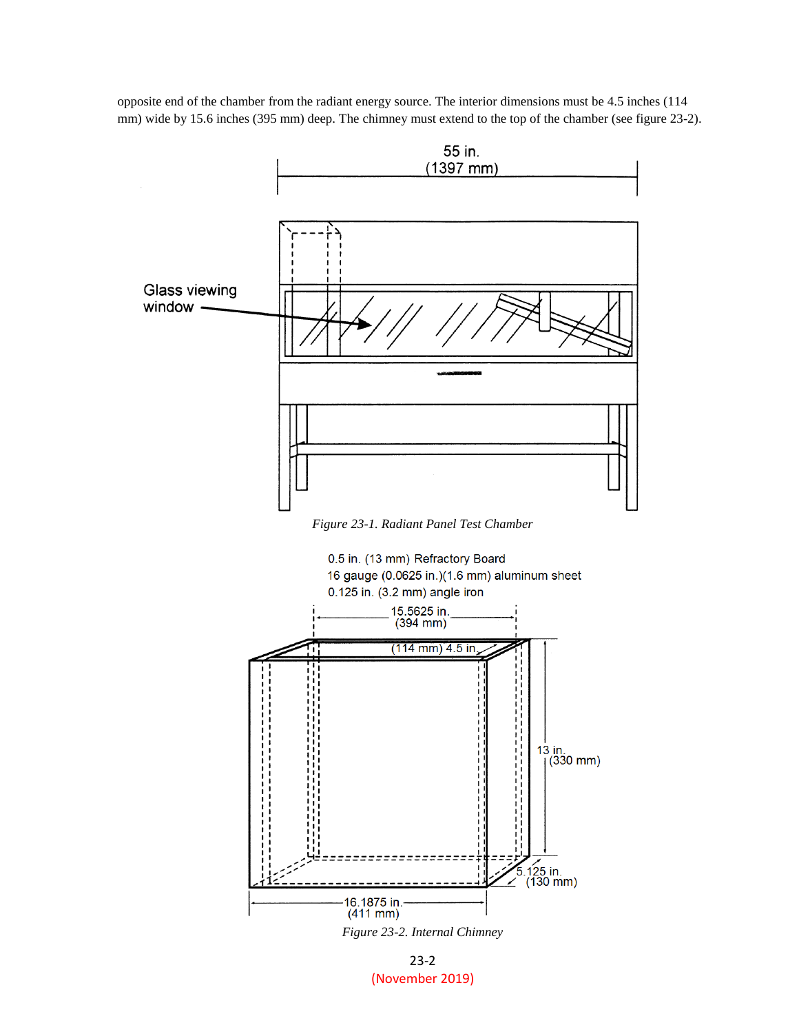opposite end of the chamber from the radiant energy source. The interior dimensions must be 4.5 inches (114 mm) wide by 15.6 inches (395 mm) deep. The chimney must extend to the top of the chamber (see figure 23-2).

55 in.
(1397 mm)

Glass viewing window

*Figure 23-1. Radiant Panel Test Chamber*

0.5 in. (13 mm) Refractory Board
16 gauge (0.0625 in.)(1.6 mm) aluminum sheet
0.125 in. (3.2 mm) angle iron

15.5625 in.
(394 mm)

(114 mm) 4.5 in.

13 in.
(330 mm)

5.125 in.
(130 mm)

16.1875 in.
(411 mm)

*Figure 23-2. Internal Chimney*

(November 2019)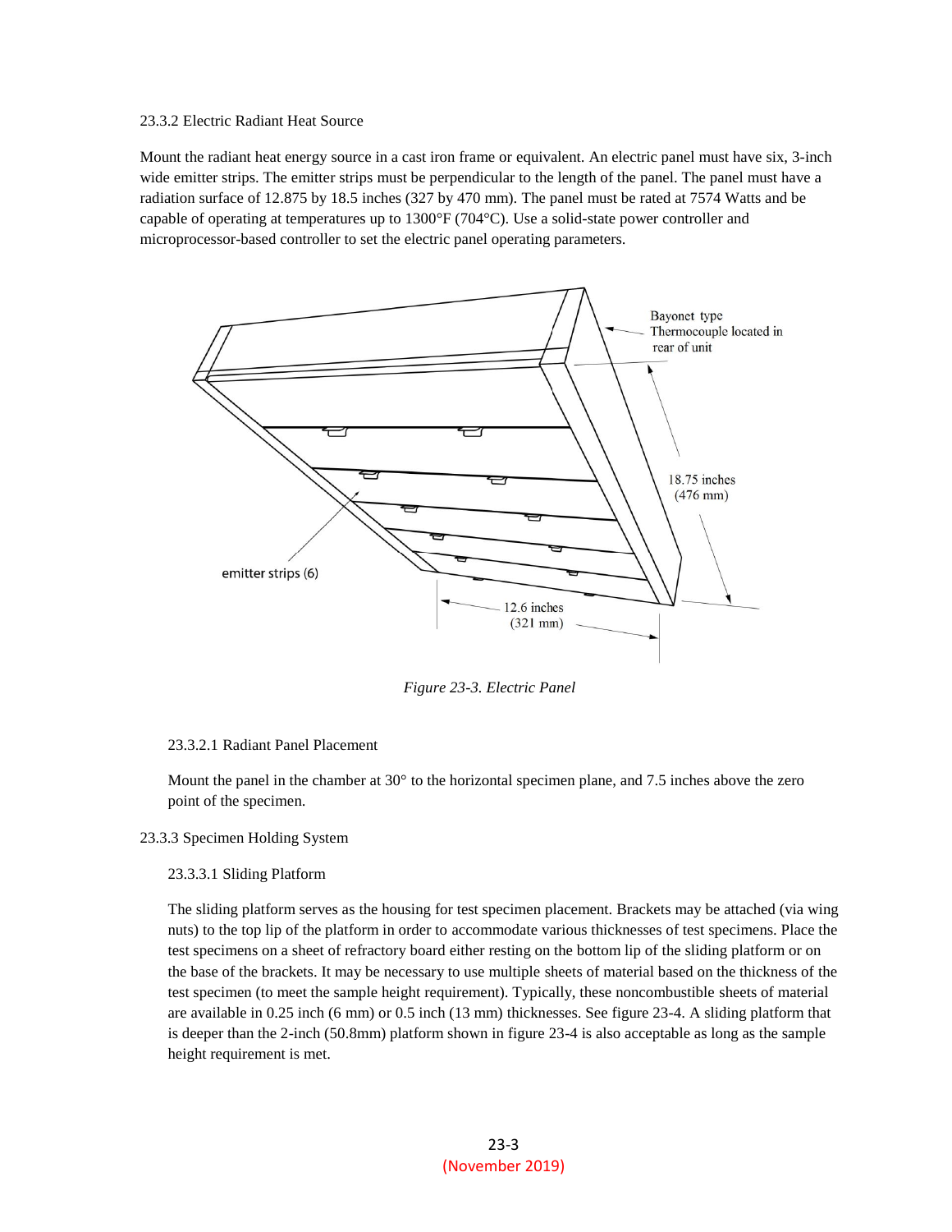23.3.2 Electric Radiant Heat Source

Mount the radiant heat energy source in a cast iron frame or equivalent. An electric panel must have six, 3-inch wide emitter strips. The emitter strips must be perpendicular to the length of the panel. The panel must have a radiation surface of 12.875 by 18.5 inches (327 by 470 mm). The panel must be rated at 7574 Watts and be capable of operating at temperatures up to 1300°F (704°C). Use a solid-state power controller and microprocessor-based controller to set the electric panel operating parameters.

*Figure 23-3. Electric Panel*

23.3.2.1 Radiant Panel Placement

Mount the panel in the chamber at 30° to the horizontal specimen plane, and 7.5 inches above the zero point of the specimen.

23.3.3 Specimen Holding System

23.3.3.1 Sliding Platform

The sliding platform serves as the housing for test specimen placement. Brackets may be attached (via wing nuts) to the top lip of the platform in order to accommodate various thicknesses of test specimens. Place the test specimens on a sheet of refractory board either resting on the bottom lip of the sliding platform or on the base of the brackets. It may be necessary to use multiple sheets of material based on the thickness of the test specimen (to meet the sample height requirement). Typically, these noncombustible sheets of material are available in 0.25 inch (6 mm) or 0.5 inch (13 mm) thicknesses. See figure 23-4. A sliding platform that is deeper than the 2-inch (50.8mm) platform shown in figure 23-4 is also acceptable as long as the sample height requirement is met.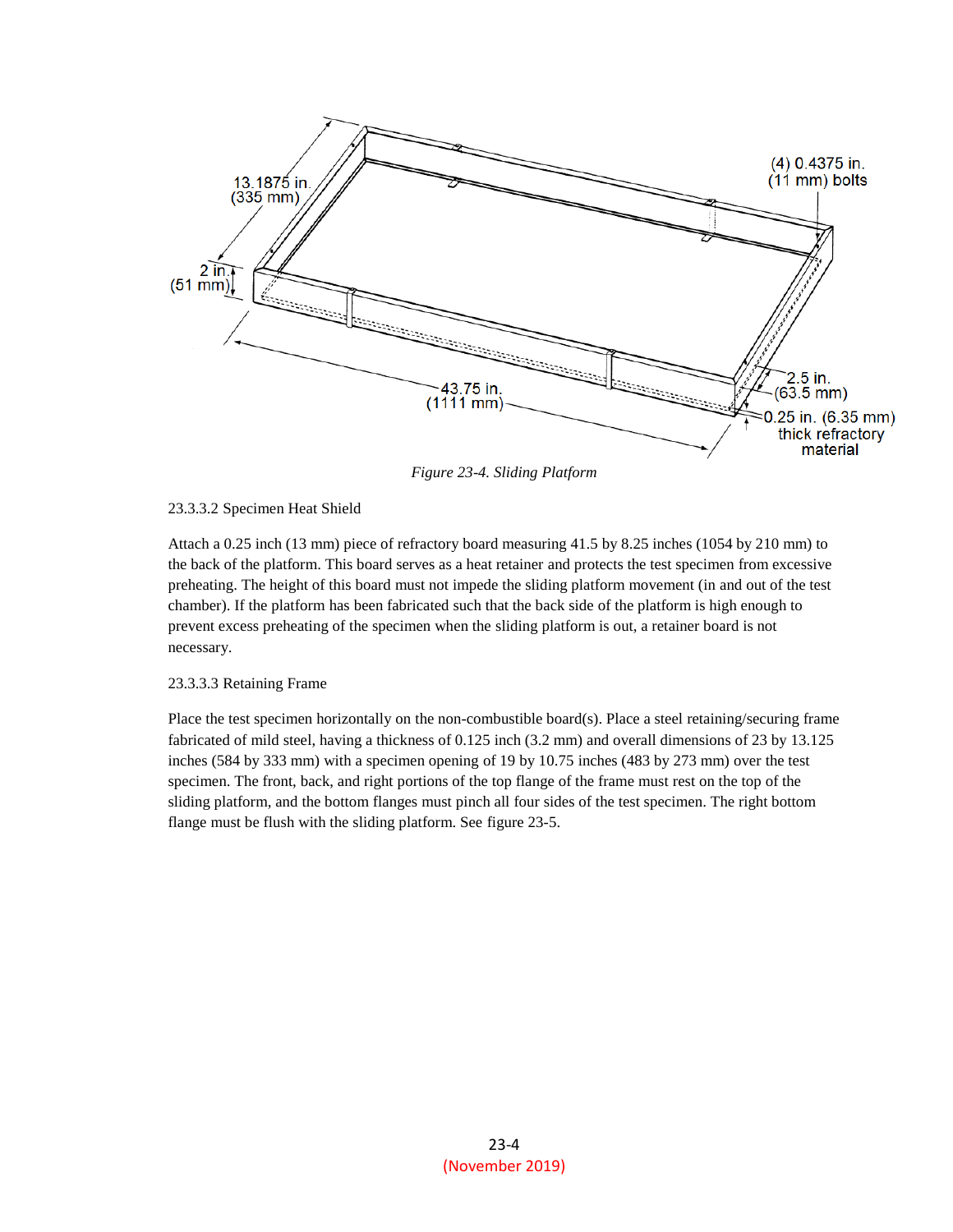*Figure 23-4. Sliding Platform*

23.3.3.2 Specimen Heat Shield

Attach a 0.25 inch (13 mm) piece of refractory board measuring 41.5 by 8.25 inches (1054 by 210 mm) to the back of the platform. This board serves as a heat retainer and protects the test specimen from excessive preheating. The height of this board must not impede the sliding platform movement (in and out of the test chamber). If the platform has been fabricated such that the back side of the platform is high enough to prevent excess preheating of the specimen when the sliding platform is out, a retainer board is not necessary.

23.3.3.3 Retaining Frame

Place the test specimen horizontally on the non-combustible board(s). Place a steel retaining/securing frame fabricated of mild steel, having a thickness of 0.125 inch (3.2 mm) and overall dimensions of 23 by 13.125 inches (584 by 333 mm) with a specimen opening of 19 by 10.75 inches (483 by 273 mm) over the test specimen. The front, back, and right portions of the top flange of the frame must rest on the top of the sliding platform, and the bottom flanges must pinch all four sides of the test specimen. The right bottom flange must be flush with the sliding platform. See figure 23-5.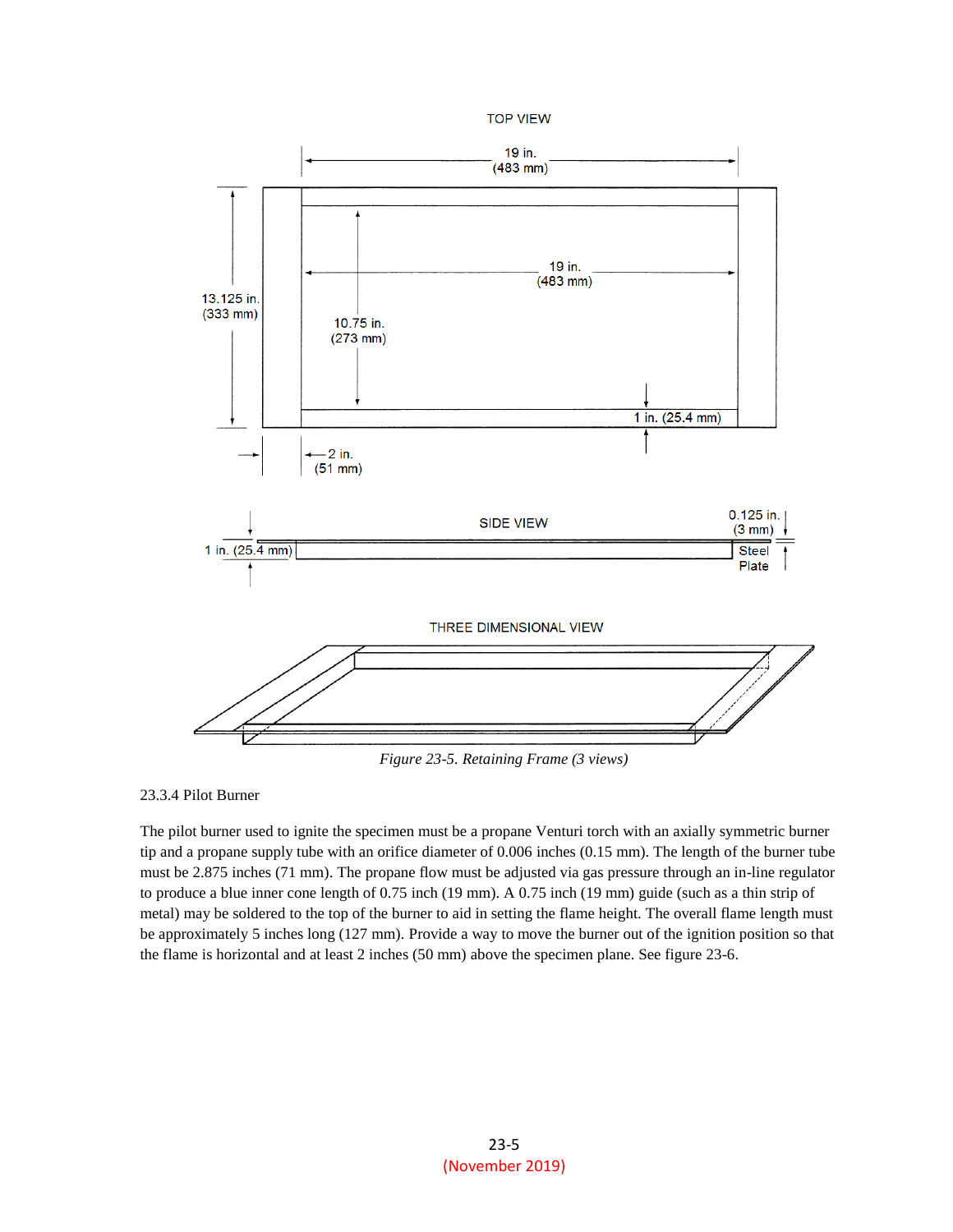*Figure 23-5. Retaining Frame (3 views)*

23.3.4 Pilot Burner

The pilot burner used to ignite the specimen must be a propane Venturi torch with an axially symmetric burner tip and a propane supply tube with an orifice diameter of 0.006 inches (0.15 mm). The length of the burner tube must be 2.875 inches (71 mm). The propane flow must be adjusted via gas pressure through an in-line regulator to produce a blue inner cone length of 0.75 inch (19 mm). A 0.75 inch (19 mm) guide (such as a thin strip of metal) may be soldered to the top of the burner to aid in setting the flame height. The overall flame length must be approximately 5 inches long (127 mm). Provide a way to move the burner out of the ignition position so that the flame is horizontal and at least 2 inches (50 mm) above the specimen plane. See figure 23-6.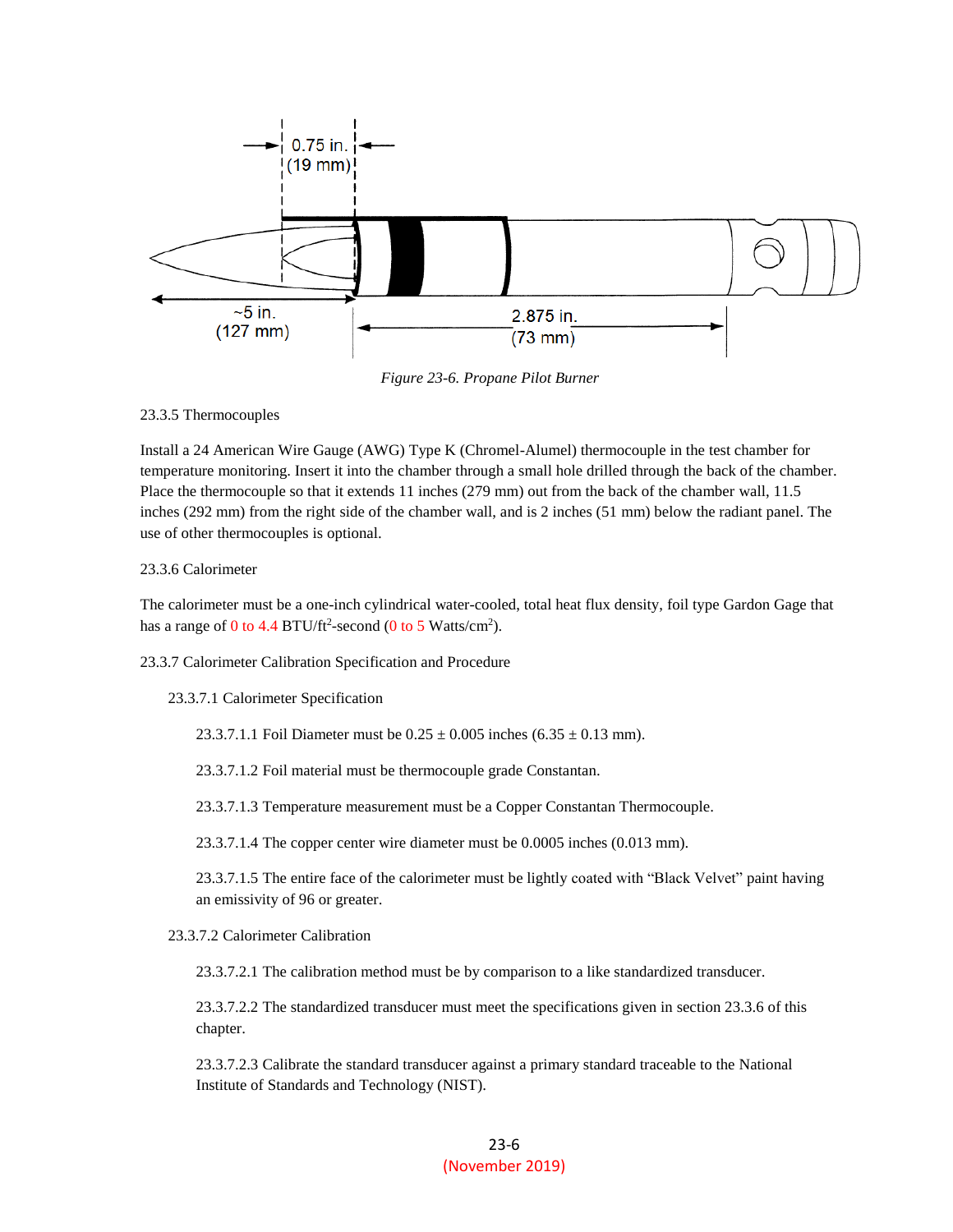Figure 23-6. Propane Pilot Burner

23.3.5 Thermocouples

Install a 24 American Wire Gauge (AWG) Type K (Chromel-Alumel) thermocouple in the test chamber for temperature monitoring. Insert it into the chamber through a small hole drilled through the back of the chamber. Place the thermocouple so that it extends 11 inches (279 mm) out from the back of the chamber wall, 11.5 inches (292 mm) from the right side of the chamber wall, and is 2 inches (51 mm) below the radiant panel. The use of other thermocouples is optional.

23.3.6 Calorimeter

The calorimeter must be a one-inch cylindrical water-cooled, total heat flux density, foil type Gardon Gage that has a range of 0 to 4.4 BTU/ft$^2$-second (0 to 5 Watts/cm$^2$).

23.3.7 Calorimeter Calibration Specification and Procedure

23.3.7.1 Calorimeter Specification

23.3.7.1.1 Foil Diameter must be 0.25 ± 0.005 inches (6.35 ± 0.13 mm).

23.3.7.1.2 Foil material must be thermocouple grade Constantan.

23.3.7.1.3 Temperature measurement must be a Copper Constantan Thermocouple.

23.3.7.1.4 The copper center wire diameter must be 0.0005 inches (0.013 mm).

23.3.7.1.5 The entire face of the calorimeter must be lightly coated with "Black Velvet" paint having an emissivity of 96 or greater.

23.3.7.2 Calorimeter Calibration

23.3.7.2.1 The calibration method must be by comparison to a like standardized transducer.

23.3.7.2.2 The standardized transducer must meet the specifications given in section 23.3.6 of this chapter.

23.3.7.2.3 Calibrate the standard transducer against a primary standard traceable to the National Institute of Standards and Technology (NIST).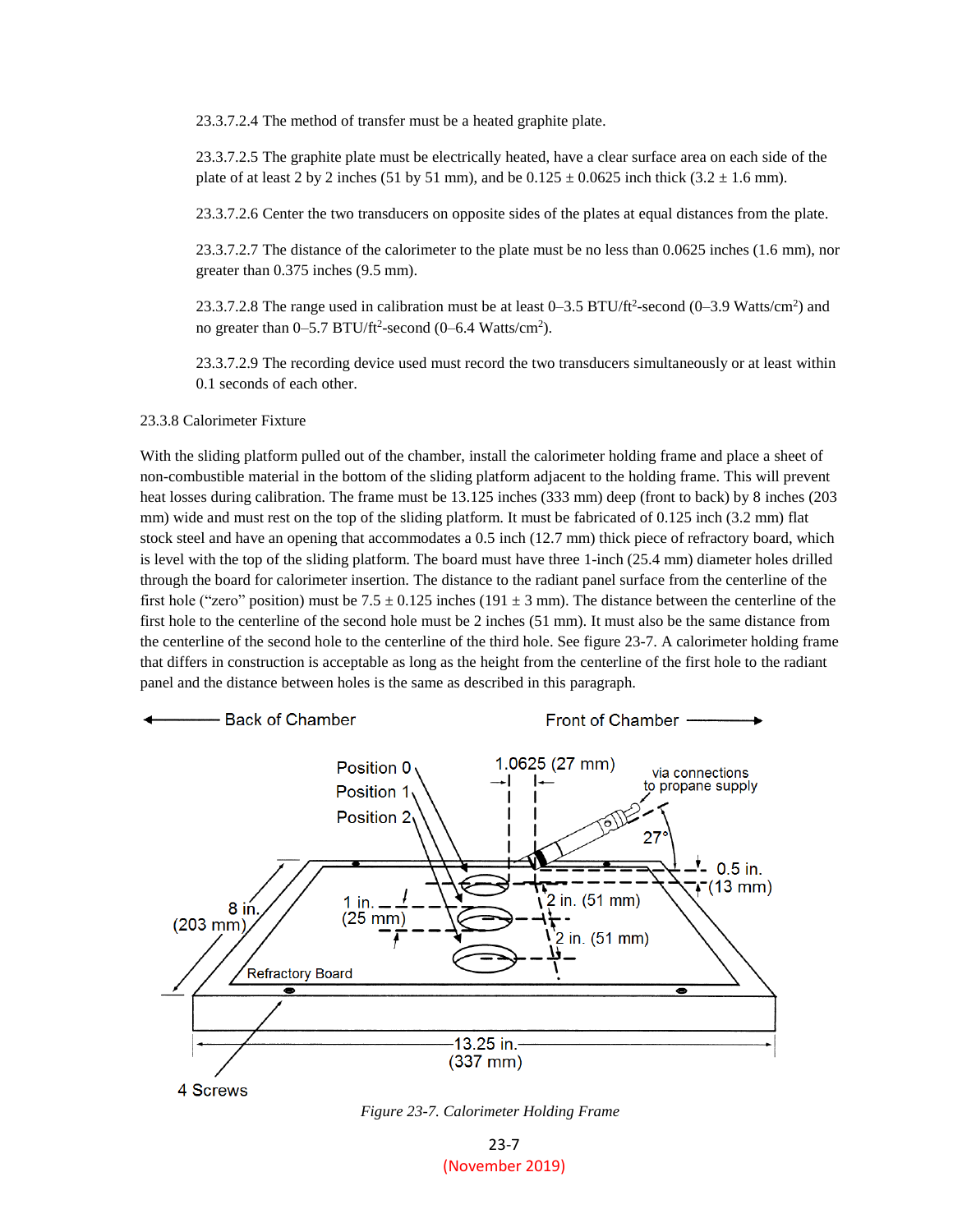23.3.7.2.4 The method of transfer must be a heated graphite plate.

23.3.7.2.5 The graphite plate must be electrically heated, have a clear surface area on each side of the plate of at least 2 by 2 inches (51 by 51 mm), and be 0.125 ± 0.0625 inch thick (3.2 ± 1.6 mm).

23.3.7.2.6 Center the two transducers on opposite sides of the plates at equal distances from the plate.

23.3.7.2.7 The distance of the calorimeter to the plate must be no less than 0.0625 inches (1.6 mm), nor greater than 0.375 inches (9.5 mm).

23.3.7.2.8 The range used in calibration must be at least 0–3.5 BTU/ft$^2$-second (0–3.9 Watts/cm$^2$) and no greater than 0–5.7 BTU/ft$^2$-second (0–6.4 Watts/cm$^2$).

23.3.7.2.9 The recording device used must record the two transducers simultaneously or at least within 0.1 seconds of each other.

23.3.8 Calorimeter Fixture

With the sliding platform pulled out of the chamber, install the calorimeter holding frame and place a sheet of non-combustible material in the bottom of the sliding platform adjacent to the holding frame. This will prevent heat losses during calibration. The frame must be 13.125 inches (333 mm) deep (front to back) by 8 inches (203 mm) wide and must rest on the top of the sliding platform. It must be fabricated of 0.125 inch (3.2 mm) flat stock steel and have an opening that accommodates a 0.5 inch (12.7 mm) thick piece of refractory board, which is level with the top of the sliding platform. The board must have three 1-inch (25.4 mm) diameter holes drilled through the board for calorimeter insertion. The distance to the radiant panel surface from the centerline of the first hole ("zero" position) must be 7.5 ± 0.125 inches (191 ± 3 mm). The distance between the centerline of the first hole to the centerline of the second hole must be 2 inches (51 mm). It must also be the same distance from the centerline of the second hole to the centerline of the third hole. See figure 23-7. A calorimeter holding frame that differs in construction is acceptable as long as the height from the centerline of the first hole to the radiant panel and the distance between holes is the same as described in this paragraph.

*Figure 23-7. Calorimeter Holding Frame*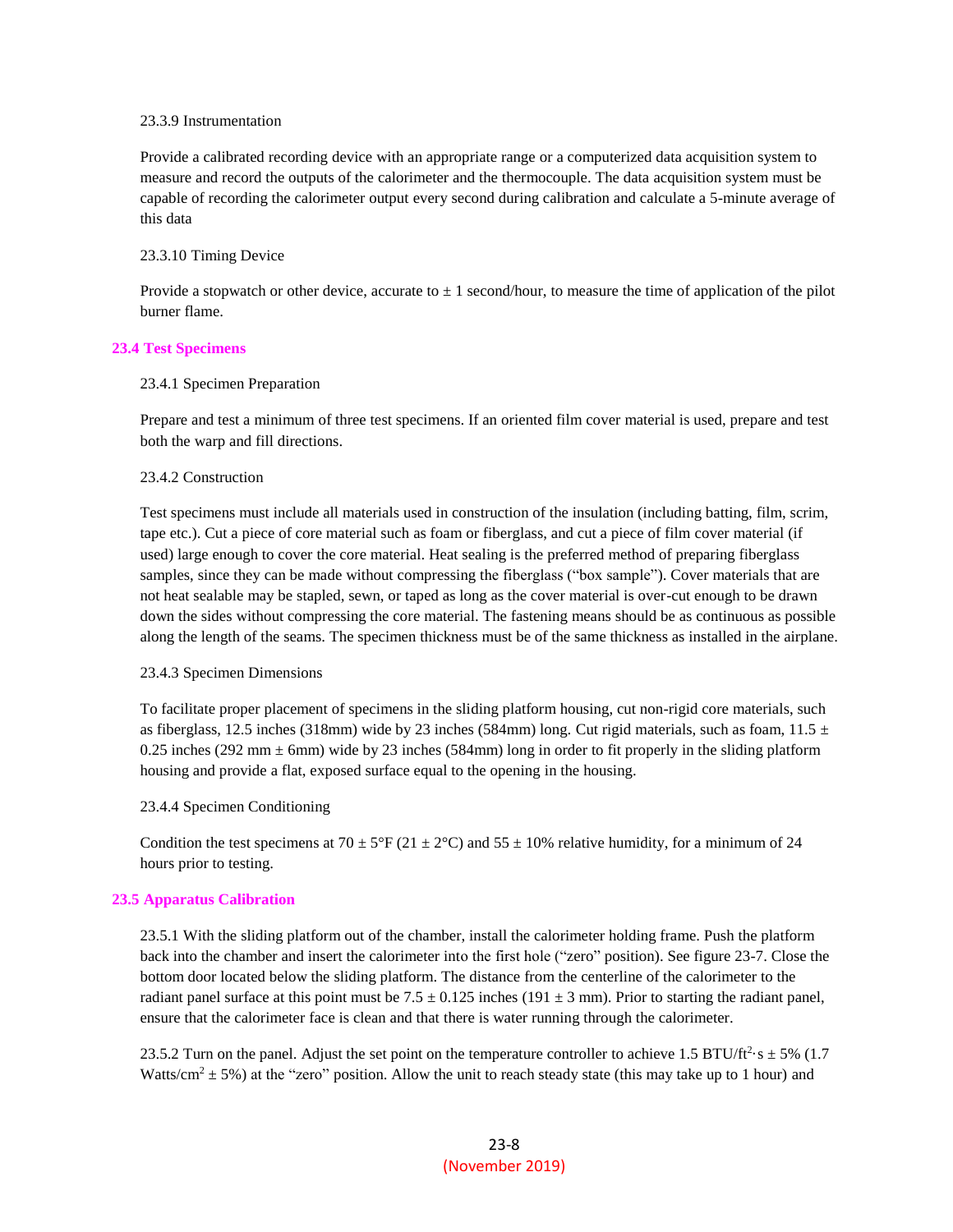23.3.9 Instrumentation

Provide a calibrated recording device with an appropriate range or a computerized data acquisition system to measure and record the outputs of the calorimeter and the thermocouple. The data acquisition system must be capable of recording the calorimeter output every second during calibration and calculate a 5-minute average of this data

23.3.10 Timing Device

Provide a stopwatch or other device, accurate to ± 1 second/hour, to measure the time of application of the pilot burner flame.

## 23.4 Test Specimens

23.4.1 Specimen Preparation

Prepare and test a minimum of three test specimens. If an oriented film cover material is used, prepare and test both the warp and fill directions.

23.4.2 Construction

Test specimens must include all materials used in construction of the insulation (including batting, film, scrim, tape etc.). Cut a piece of core material such as foam or fiberglass, and cut a piece of film cover material (if used) large enough to cover the core material. Heat sealing is the preferred method of preparing fiberglass samples, since they can be made without compressing the fiberglass ("box sample"). Cover materials that are not heat sealable may be stapled, sewn, or taped as long as the cover material is over-cut enough to be drawn down the sides without compressing the core material. The fastening means should be as continuous as possible along the length of the seams. The specimen thickness must be of the same thickness as installed in the airplane.

23.4.3 Specimen Dimensions

To facilitate proper placement of specimens in the sliding platform housing, cut non-rigid core materials, such as fiberglass, 12.5 inches (318mm) wide by 23 inches (584mm) long. Cut rigid materials, such as foam, 11.5 ± 0.25 inches (292 mm ± 6mm) wide by 23 inches (584mm) long in order to fit properly in the sliding platform housing and provide a flat, exposed surface equal to the opening in the housing.

23.4.4 Specimen Conditioning

Condition the test specimens at 70 ± 5°F (21 ± 2°C) and 55 ± 10% relative humidity, for a minimum of 24 hours prior to testing.

## 23.5 Apparatus Calibration

23.5.1 With the sliding platform out of the chamber, install the calorimeter holding frame. Push the platform back into the chamber and insert the calorimeter into the first hole ("zero" position). See figure 23-7. Close the bottom door located below the sliding platform. The distance from the centerline of the calorimeter to the radiant panel surface at this point must be 7.5 ± 0.125 inches (191 ± 3 mm). Prior to starting the radiant panel, ensure that the calorimeter face is clean and that there is water running through the calorimeter.

23.5.2 Turn on the panel. Adjust the set point on the temperature controller to achieve 1.5 BTU/$ft^2 \cdot s$ ± 5% (1.7 Watts/$cm^2$ ± 5%) at the "zero" position. Allow the unit to reach steady state (this may take up to 1 hour) and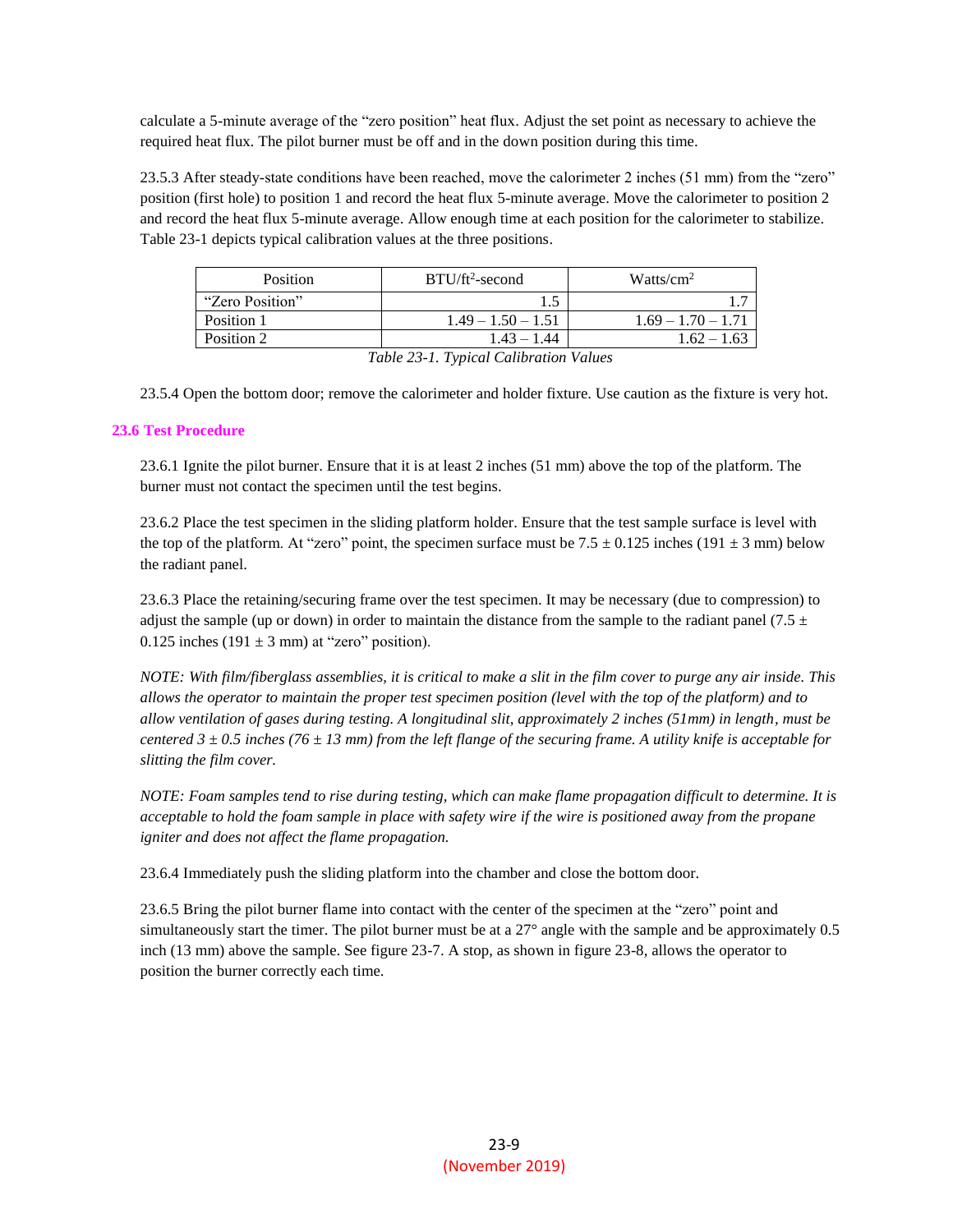calculate a 5-minute average of the "zero position" heat flux. Adjust the set point as necessary to achieve the required heat flux. The pilot burner must be off and in the down position during this time.

23.5.3 After steady-state conditions have been reached, move the calorimeter 2 inches (51 mm) from the "zero" position (first hole) to position 1 and record the heat flux 5-minute average. Move the calorimeter to position 2 and record the heat flux 5-minute average. Allow enough time at each position for the calorimeter to stabilize. Table 23-1 depicts typical calibration values at the three positions.

| Position | BTU/ft$^2$-second | Watts/cm$^2$ |
|---|---|---|
| "Zero Position" | 1.5 | 1.7 |
| Position 1 | 1.49 – 1.50 – 1.51 | 1.69 – 1.70 – 1.71 |
| Position 2 | 1.43 – 1.44 | 1.62 – 1.63 |

*Table 23-1. Typical Calibration Values*

23.5.4 Open the bottom door; remove the calorimeter and holder fixture. Use caution as the fixture is very hot.

### 23.6 Test Procedure

23.6.1 Ignite the pilot burner. Ensure that it is at least 2 inches (51 mm) above the top of the platform. The burner must not contact the specimen until the test begins.

23.6.2 Place the test specimen in the sliding platform holder. Ensure that the test sample surface is level with the top of the platform. At "zero" point, the specimen surface must be 7.5 ± 0.125 inches (191 ± 3 mm) below the radiant panel.

23.6.3 Place the retaining/securing frame over the test specimen. It may be necessary (due to compression) to adjust the sample (up or down) in order to maintain the distance from the sample to the radiant panel (7.5 ± 0.125 inches (191 ± 3 mm) at "zero" position).

*NOTE: With film/fiberglass assemblies, it is critical to make a slit in the film cover to purge any air inside. This allows the operator to maintain the proper test specimen position (level with the top of the platform) and to allow ventilation of gases during testing. A longitudinal slit, approximately 2 inches (51mm) in length, must be centered 3 ± 0.5 inches (76 ± 13 mm) from the left flange of the securing frame. A utility knife is acceptable for slitting the film cover.*

*NOTE: Foam samples tend to rise during testing, which can make flame propagation difficult to determine. It is acceptable to hold the foam sample in place with safety wire if the wire is positioned away from the propane igniter and does not affect the flame propagation.*

23.6.4 Immediately push the sliding platform into the chamber and close the bottom door.

23.6.5 Bring the pilot burner flame into contact with the center of the specimen at the "zero" point and simultaneously start the timer. The pilot burner must be at a 27° angle with the sample and be approximately 0.5 inch (13 mm) above the sample. See figure 23-7. A stop, as shown in figure 23-8, allows the operator to position the burner correctly each time.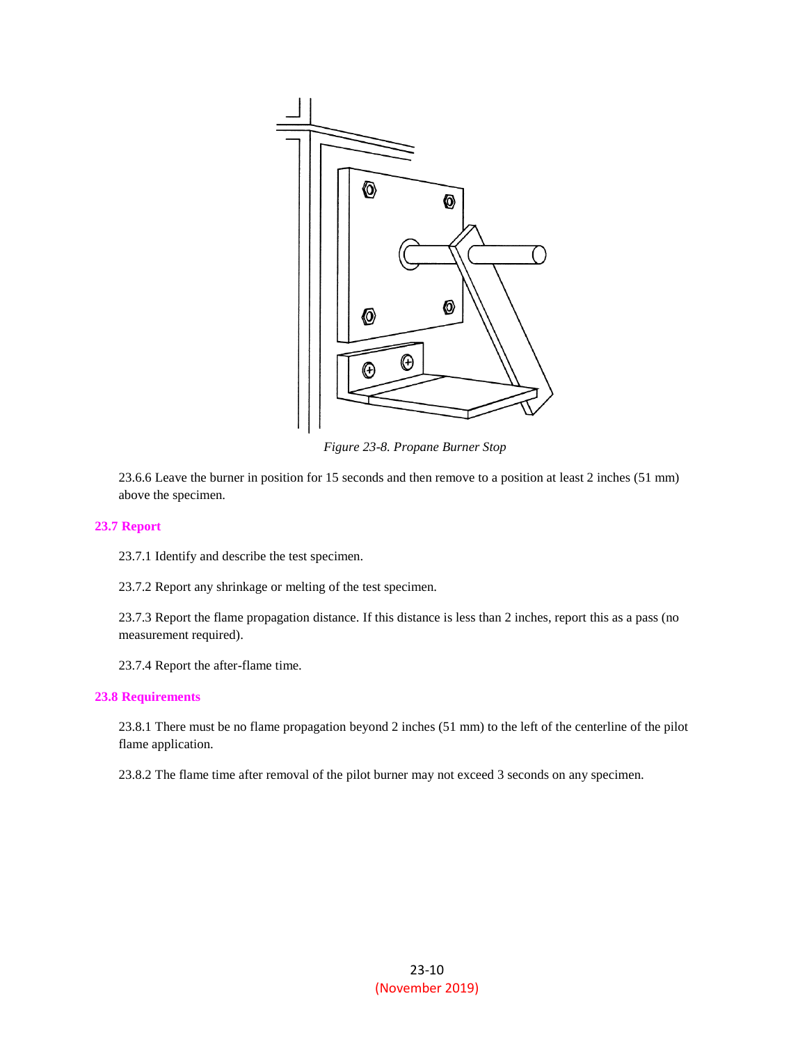*Figure 23-8. Propane Burner Stop*

23.6.6 Leave the burner in position for 15 seconds and then remove to a position at least 2 inches (51 mm) above the specimen.

## 23.7 Report

23.7.1 Identify and describe the test specimen.

23.7.2 Report any shrinkage or melting of the test specimen.

23.7.3 Report the flame propagation distance. If this distance is less than 2 inches, report this as a pass (no measurement required).

23.7.4 Report the after-flame time.

## 23.8 Requirements

23.8.1 There must be no flame propagation beyond 2 inches (51 mm) to the left of the centerline of the pilot flame application.

23.8.2 The flame time after removal of the pilot burner may not exceed 3 seconds on any specimen.